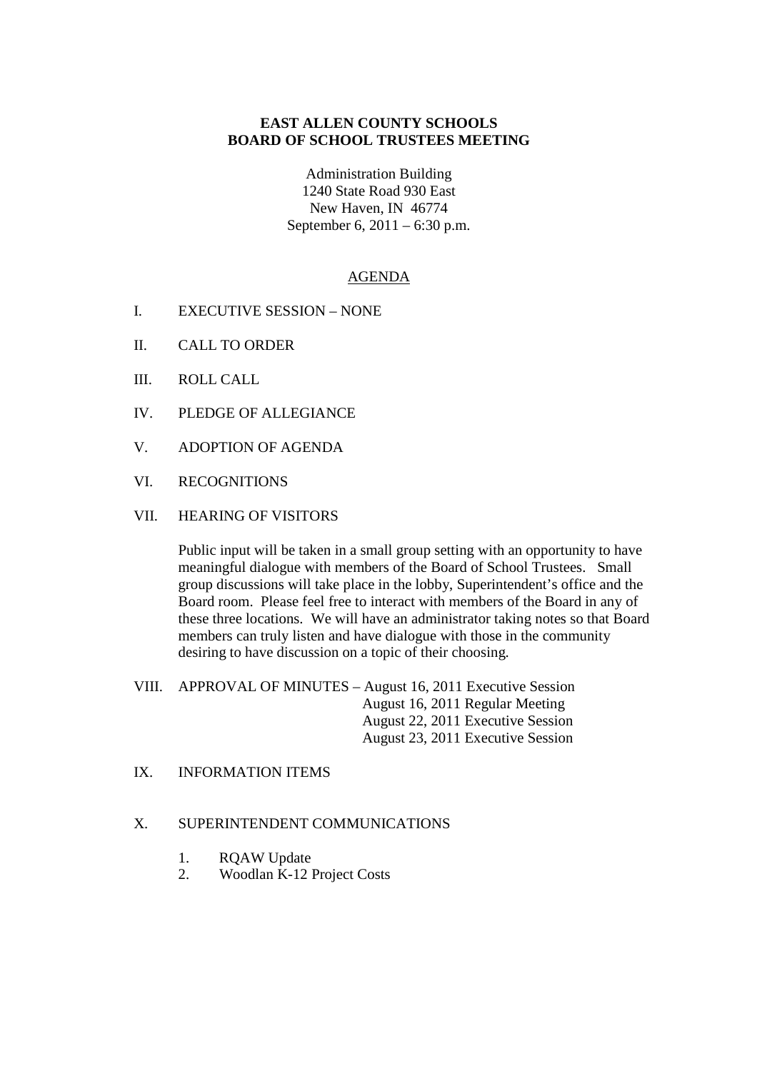**EAST ALLEN COUNTY SCHOOLS**
**BOARD OF SCHOOL TRUSTEES MEETING**

Administration Building
1240 State Road 930 East
New Haven, IN 46774
September 6, 2011 – 6:30 p.m.

## AGENDA

I. EXECUTIVE SESSION – NONE

II. CALL TO ORDER

III. ROLL CALL

IV. PLEDGE OF ALLEGIANCE

V. ADOPTION OF AGENDA

VI. RECOGNITIONS

VII. HEARING OF VISITORS

Public input will be taken in a small group setting with an opportunity to have meaningful dialogue with members of the Board of School Trustees. Small group discussions will take place in the lobby, Superintendent's office and the Board room. Please feel free to interact with members of the Board in any of these three locations. We will have an administrator taking notes so that Board members can truly listen and have dialogue with those in the community desiring to have discussion on a topic of their choosing.

VIII. APPROVAL OF MINUTES – August 16, 2011 Executive Session
August 16, 2011 Regular Meeting
August 22, 2011 Executive Session
August 23, 2011 Executive Session

IX. INFORMATION ITEMS

X. SUPERINTENDENT COMMUNICATIONS

1. RQAW Update
2. Woodlan K-12 Project Costs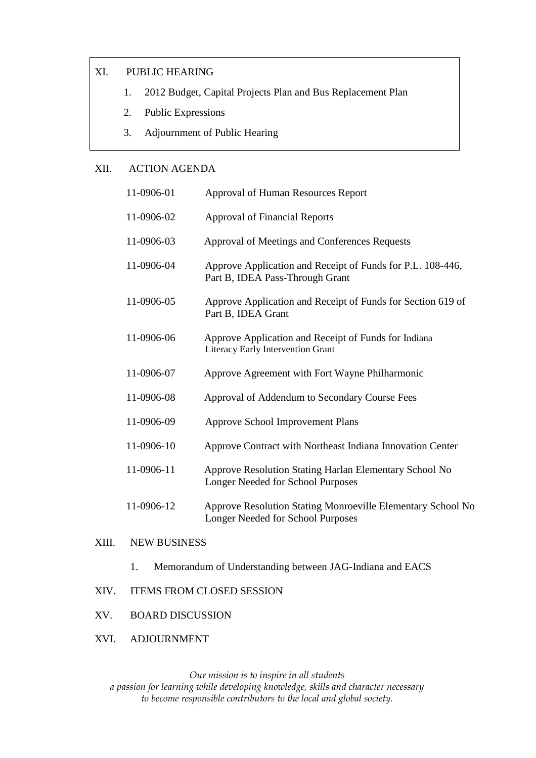## XI. PUBLIC HEARING

1. 2012 Budget, Capital Projects Plan and Bus Replacement Plan
2. Public Expressions
3. Adjournment of Public Hearing

## XII. ACTION AGENDA

| | |
|---|---|
| 11-0906-01 | Approval of Human Resources Report |
| 11-0906-02 | Approval of Financial Reports |
| 11-0906-03 | Approval of Meetings and Conferences Requests |
| 11-0906-04 | Approve Application and Receipt of Funds for P.L. 108-446, Part B, IDEA Pass-Through Grant |
| 11-0906-05 | Approve Application and Receipt of Funds for Section 619 of Part B, IDEA Grant |
| 11-0906-06 | Approve Application and Receipt of Funds for Indiana Literacy Early Intervention Grant |
| 11-0906-07 | Approve Agreement with Fort Wayne Philharmonic |
| 11-0906-08 | Approval of Addendum to Secondary Course Fees |
| 11-0906-09 | Approve School Improvement Plans |
| 11-0906-10 | Approve Contract with Northeast Indiana Innovation Center |
| 11-0906-11 | Approve Resolution Stating Harlan Elementary School No Longer Needed for School Purposes |
| 11-0906-12 | Approve Resolution Stating Monroeville Elementary School No Longer Needed for School Purposes |

## XIII. NEW BUSINESS

1. Memorandum of Understanding between JAG-Indiana and EACS

## XIV. ITEMS FROM CLOSED SESSION

## XV. BOARD DISCUSSION

## XVI. ADJOURNMENT

*Our mission is to inspire in all students*
*a passion for learning while developing knowledge, skills and character necessary*
*to become responsible contributors to the local and global society.*